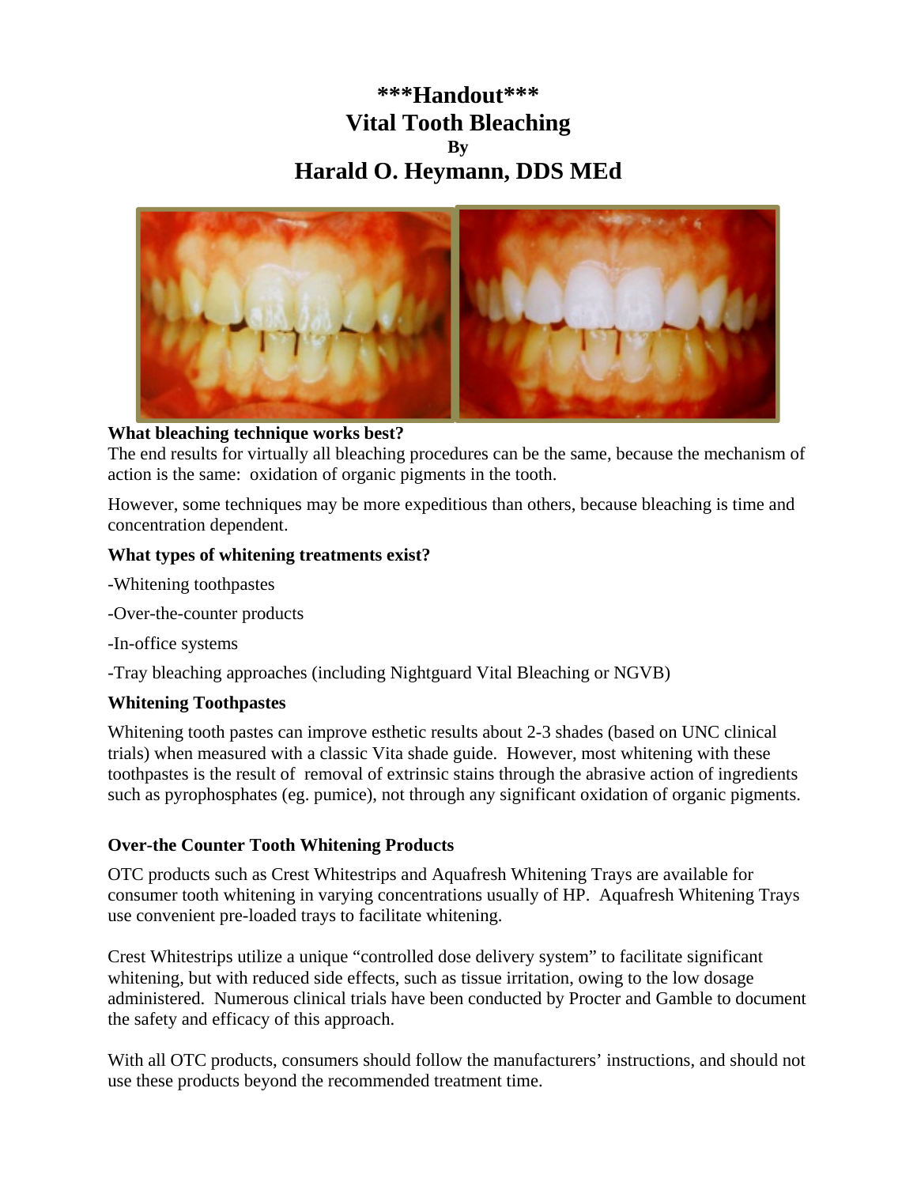# \*\*\*Handout\*\*\*
# Vital Tooth Bleaching
**By**
# Harald O. Heymann, DDS MEd

**What bleaching technique works best?**

The end results for virtually all bleaching procedures can be the same, because the mechanism of action is the same: oxidation of organic pigments in the tooth.

However, some techniques may be more expeditious than others, because bleaching is time and concentration dependent.

**What types of whitening treatments exist?**

-Whitening toothpastes

-Over-the-counter products

-In-office systems

-Tray bleaching approaches (including Nightguard Vital Bleaching or NGVB)

**Whitening Toothpastes**

Whitening tooth pastes can improve esthetic results about 2-3 shades (based on UNC clinical trials) when measured with a classic Vita shade guide. However, most whitening with these toothpastes is the result of removal of extrinsic stains through the abrasive action of ingredients such as pyrophosphates (eg. pumice), not through any significant oxidation of organic pigments.

**Over-the Counter Tooth Whitening Products**

OTC products such as Crest Whitestrips and Aquafresh Whitening Trays are available for consumer tooth whitening in varying concentrations usually of HP. Aquafresh Whitening Trays use convenient pre-loaded trays to facilitate whitening.

Crest Whitestrips utilize a unique "controlled dose delivery system" to facilitate significant whitening, but with reduced side effects, such as tissue irritation, owing to the low dosage administered. Numerous clinical trials have been conducted by Procter and Gamble to document the safety and efficacy of this approach.

With all OTC products, consumers should follow the manufacturers' instructions, and should not use these products beyond the recommended treatment time.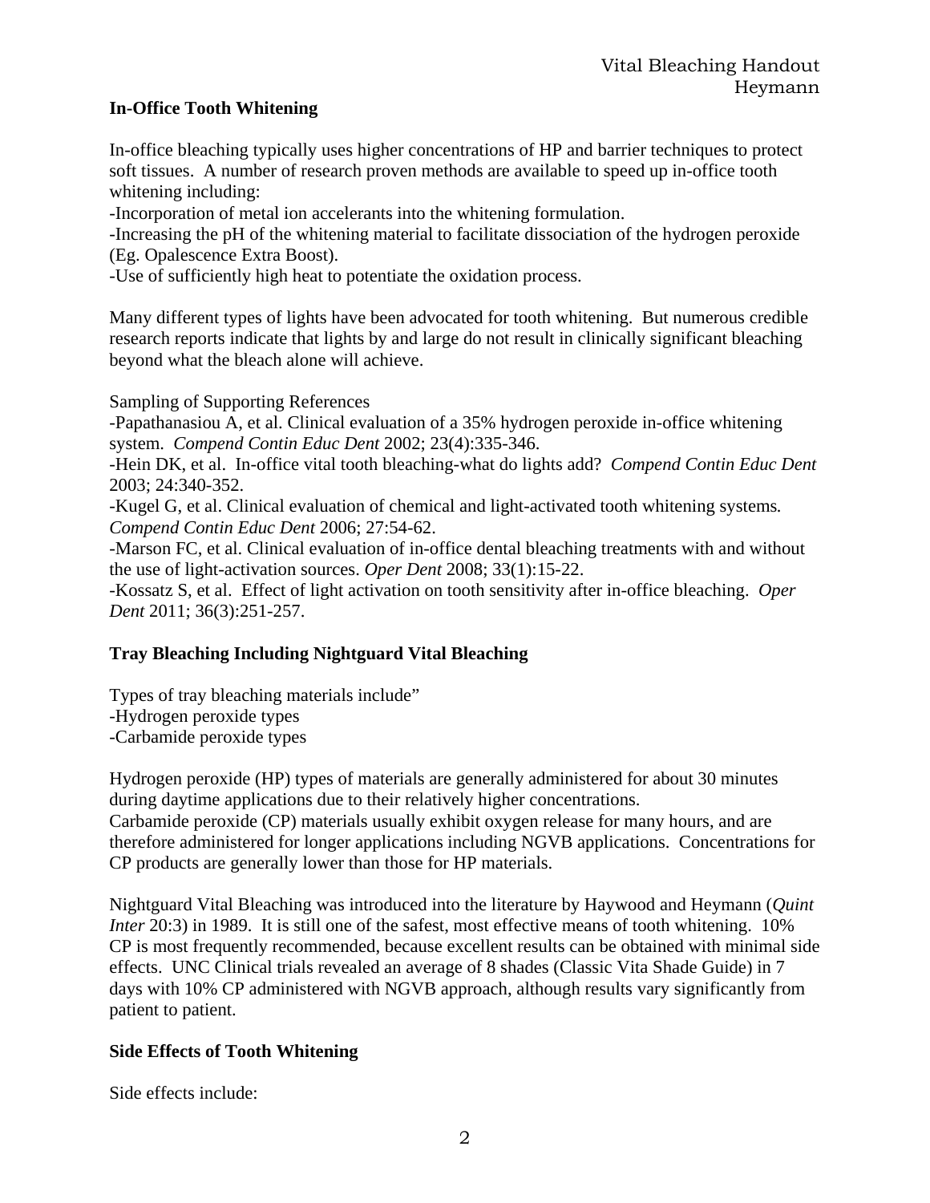## In-Office Tooth Whitening

In-office bleaching typically uses higher concentrations of HP and barrier techniques to protect soft tissues. A number of research proven methods are available to speed up in-office tooth whitening including:

-Incorporation of metal ion accelerants into the whitening formulation.
-Increasing the pH of the whitening material to facilitate dissociation of the hydrogen peroxide (Eg. Opalescence Extra Boost).
-Use of sufficiently high heat to potentiate the oxidation process.

Many different types of lights have been advocated for tooth whitening. But numerous credible research reports indicate that lights by and large do not result in clinically significant bleaching beyond what the bleach alone will achieve.

Sampling of Supporting References

-Papathanasiou A, et al. Clinical evaluation of a 35% hydrogen peroxide in-office whitening system. *Compend Contin Educ Dent* 2002; 23(4):335-346.
-Hein DK, et al. In-office vital tooth bleaching-what do lights add? *Compend Contin Educ Dent* 2003; 24:340-352.
-Kugel G, et al. Clinical evaluation of chemical and light-activated tooth whitening systems. *Compend Contin Educ Dent* 2006; 27:54-62.
-Marson FC, et al. Clinical evaluation of in-office dental bleaching treatments with and without the use of light-activation sources. *Oper Dent* 2008; 33(1):15-22.
-Kossatz S, et al. Effect of light activation on tooth sensitivity after in-office bleaching. *Oper Dent* 2011; 36(3):251-257.

## Tray Bleaching Including Nightguard Vital Bleaching

Types of tray bleaching materials include"
-Hydrogen peroxide types
-Carbamide peroxide types

Hydrogen peroxide (HP) types of materials are generally administered for about 30 minutes during daytime applications due to their relatively higher concentrations.
Carbamide peroxide (CP) materials usually exhibit oxygen release for many hours, and are therefore administered for longer applications including NGVB applications. Concentrations for CP products are generally lower than those for HP materials.

Nightguard Vital Bleaching was introduced into the literature by Haywood and Heymann (*Quint Inter* 20:3) in 1989. It is still one of the safest, most effective means of tooth whitening. 10% CP is most frequently recommended, because excellent results can be obtained with minimal side effects. UNC Clinical trials revealed an average of 8 shades (Classic Vita Shade Guide) in 7 days with 10% CP administered with NGVB approach, although results vary significantly from patient to patient.

## Side Effects of Tooth Whitening

Side effects include: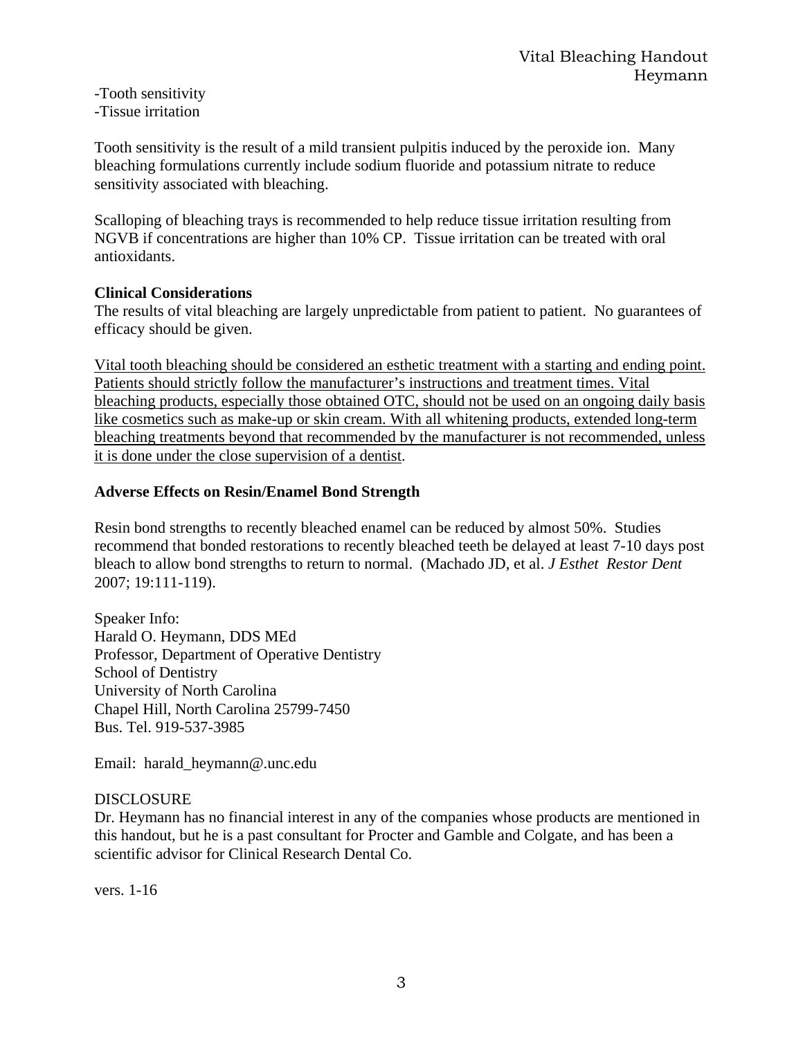-Tooth sensitivity
-Tissue irritation

Tooth sensitivity is the result of a mild transient pulpitis induced by the peroxide ion. Many bleaching formulations currently include sodium fluoride and potassium nitrate to reduce sensitivity associated with bleaching.

Scalloping of bleaching trays is recommended to help reduce tissue irritation resulting from NGVB if concentrations are higher than 10% CP. Tissue irritation can be treated with oral antioxidants.

**Clinical Considerations**
The results of vital bleaching are largely unpredictable from patient to patient. No guarantees of efficacy should be given.

<u>Vital tooth bleaching should be considered an esthetic treatment with a starting and ending point. Patients should strictly follow the manufacturer's instructions and treatment times. Vital bleaching products, especially those obtained OTC, should not be used on an ongoing daily basis like cosmetics such as make-up or skin cream. With all whitening products, extended long-term bleaching treatments beyond that recommended by the manufacturer is not recommended, unless it is done under the close supervision of a dentist</u>.

**Adverse Effects on Resin/Enamel Bond Strength**

Resin bond strengths to recently bleached enamel can be reduced by almost 50%. Studies recommend that bonded restorations to recently bleached teeth be delayed at least 7-10 days post bleach to allow bond strengths to return to normal. (Machado JD, et al. *J Esthet Restor Dent* 2007; 19:111-119).

Speaker Info:
Harald O. Heymann, DDS MEd
Professor, Department of Operative Dentistry
School of Dentistry
University of North Carolina
Chapel Hill, North Carolina 25799-7450
Bus. Tel. 919-537-3985

Email: harald_heymann@.unc.edu

DISCLOSURE
Dr. Heymann has no financial interest in any of the companies whose products are mentioned in this handout, but he is a past consultant for Procter and Gamble and Colgate, and has been a scientific advisor for Clinical Research Dental Co.

vers. 1-16